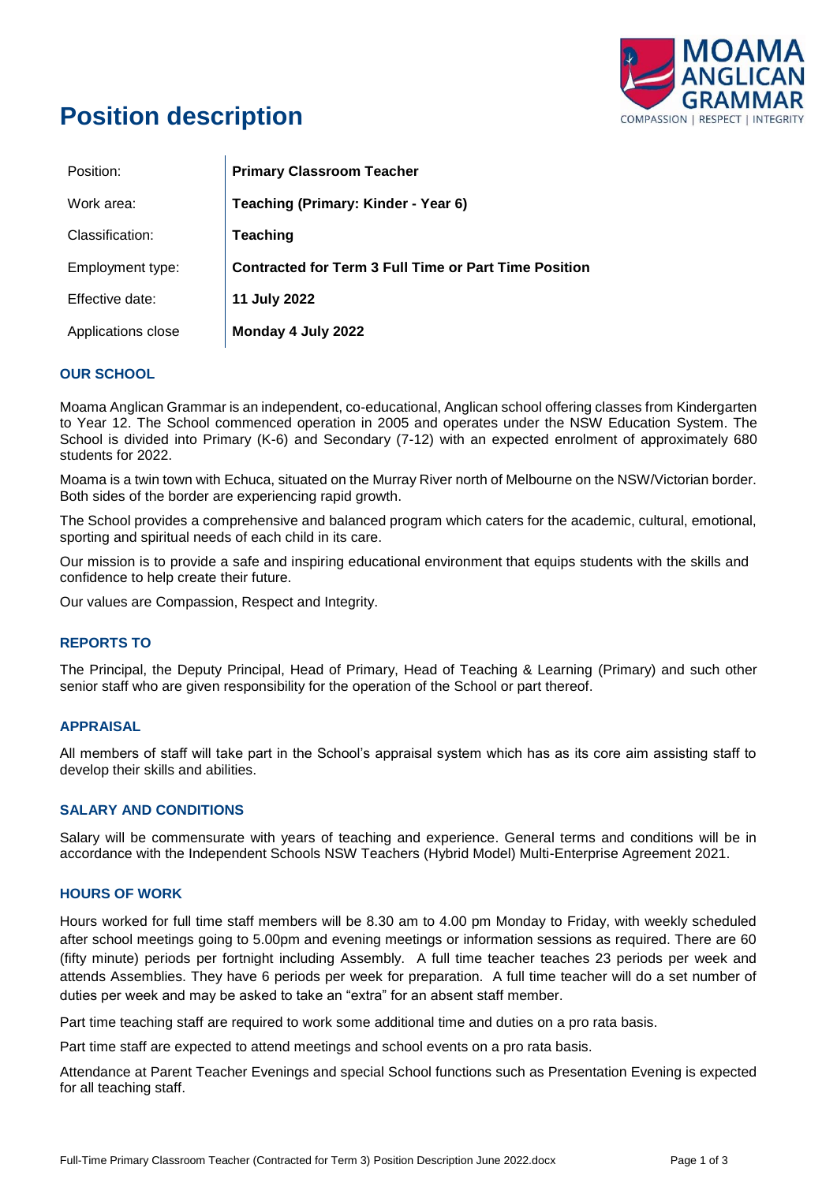# Position description

MOAMA ANGLICAN GRAMMAR
COMPASSION | RESPECT | INTEGRITY

| | |
|---|---|
| Position: | **Primary Classroom Teacher** |
| Work area: | **Teaching (Primary: Kinder - Year 6)** |
| Classification: | **Teaching** |
| Employment type: | **Contracted for Term 3 Full Time or Part Time Position** |
| Effective date: | **11 July 2022** |
| Applications close | **Monday 4 July 2022** |

## OUR SCHOOL

Moama Anglican Grammar is an independent, co-educational, Anglican school offering classes from Kindergarten to Year 12. The School commenced operation in 2005 and operates under the NSW Education System. The School is divided into Primary (K-6) and Secondary (7-12) with an expected enrolment of approximately 680 students for 2022.

Moama is a twin town with Echuca, situated on the Murray River north of Melbourne on the NSW/Victorian border. Both sides of the border are experiencing rapid growth.

The School provides a comprehensive and balanced program which caters for the academic, cultural, emotional, sporting and spiritual needs of each child in its care.

Our mission is to provide a safe and inspiring educational environment that equips students with the skills and confidence to help create their future.

Our values are Compassion, Respect and Integrity.

## REPORTS TO

The Principal, the Deputy Principal, Head of Primary, Head of Teaching & Learning (Primary) and such other senior staff who are given responsibility for the operation of the School or part thereof.

## APPRAISAL

All members of staff will take part in the School's appraisal system which has as its core aim assisting staff to develop their skills and abilities.

## SALARY AND CONDITIONS

Salary will be commensurate with years of teaching and experience. General terms and conditions will be in accordance with the Independent Schools NSW Teachers (Hybrid Model) Multi-Enterprise Agreement 2021.

## HOURS OF WORK

Hours worked for full time staff members will be 8.30 am to 4.00 pm Monday to Friday, with weekly scheduled after school meetings going to 5.00pm and evening meetings or information sessions as required. There are 60 (fifty minute) periods per fortnight including Assembly. A full time teacher teaches 23 periods per week and attends Assemblies. They have 6 periods per week for preparation. A full time teacher will do a set number of duties per week and may be asked to take an "extra" for an absent staff member.

Part time teaching staff are required to work some additional time and duties on a pro rata basis.

Part time staff are expected to attend meetings and school events on a pro rata basis.

Attendance at Parent Teacher Evenings and special School functions such as Presentation Evening is expected for all teaching staff.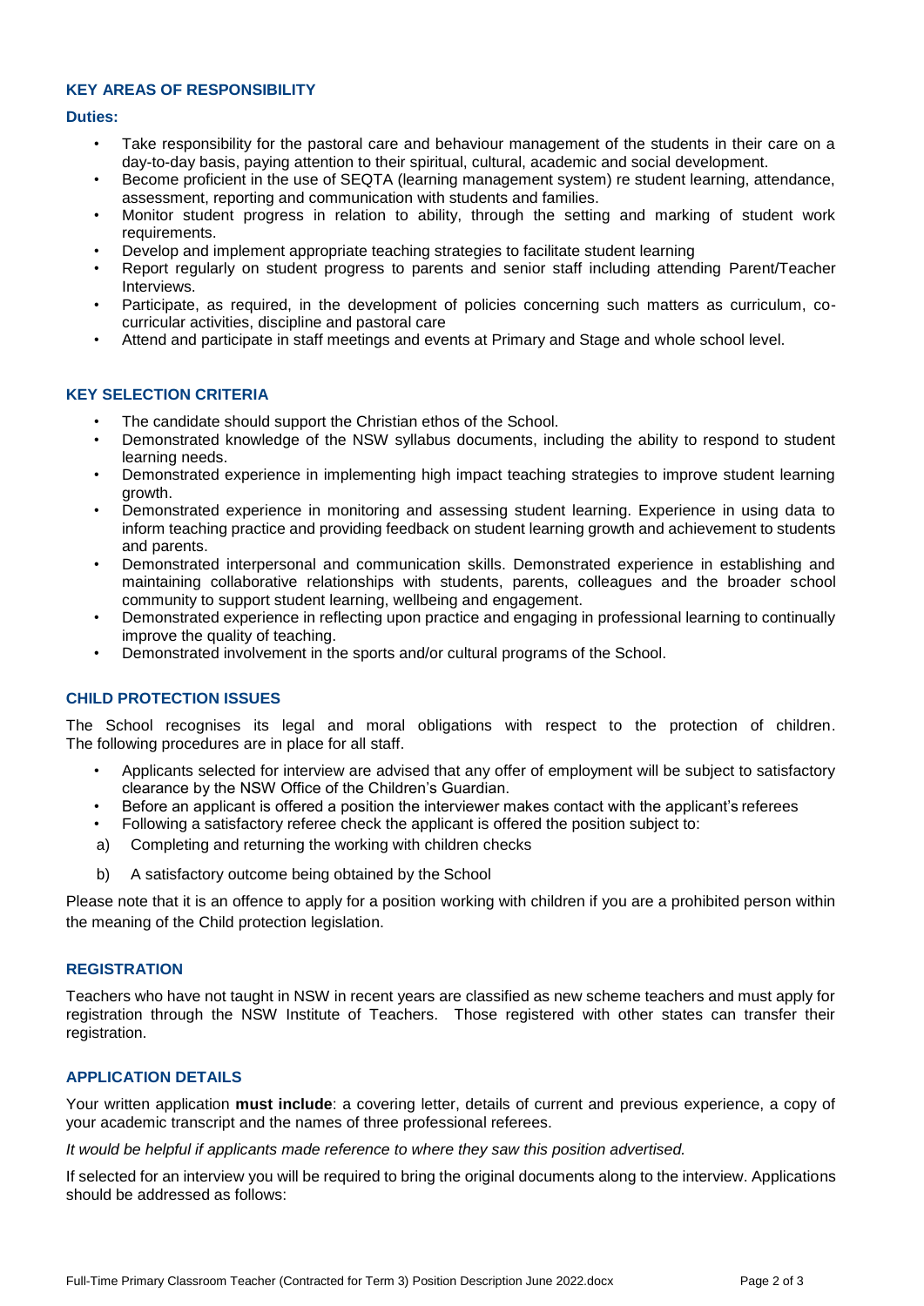## KEY AREAS OF RESPONSIBILITY

### Duties:

- Take responsibility for the pastoral care and behaviour management of the students in their care on a day-to-day basis, paying attention to their spiritual, cultural, academic and social development.
- Become proficient in the use of SEQTA (learning management system) re student learning, attendance, assessment, reporting and communication with students and families.
- Monitor student progress in relation to ability, through the setting and marking of student work requirements.
- Develop and implement appropriate teaching strategies to facilitate student learning
- Report regularly on student progress to parents and senior staff including attending Parent/Teacher Interviews.
- Participate, as required, in the development of policies concerning such matters as curriculum, co-curricular activities, discipline and pastoral care
- Attend and participate in staff meetings and events at Primary and Stage and whole school level.

## KEY SELECTION CRITERIA

- The candidate should support the Christian ethos of the School.
- Demonstrated knowledge of the NSW syllabus documents, including the ability to respond to student learning needs.
- Demonstrated experience in implementing high impact teaching strategies to improve student learning growth.
- Demonstrated experience in monitoring and assessing student learning. Experience in using data to inform teaching practice and providing feedback on student learning growth and achievement to students and parents.
- Demonstrated interpersonal and communication skills. Demonstrated experience in establishing and maintaining collaborative relationships with students, parents, colleagues and the broader school community to support student learning, wellbeing and engagement.
- Demonstrated experience in reflecting upon practice and engaging in professional learning to continually improve the quality of teaching.
- Demonstrated involvement in the sports and/or cultural programs of the School.

## CHILD PROTECTION ISSUES

The School recognises its legal and moral obligations with respect to the protection of children. The following procedures are in place for all staff.

- Applicants selected for interview are advised that any offer of employment will be subject to satisfactory clearance by the NSW Office of the Children's Guardian.
- Before an applicant is offered a position the interviewer makes contact with the applicant's referees
- Following a satisfactory referee check the applicant is offered the position subject to:

a) Completing and returning the working with children checks

b) A satisfactory outcome being obtained by the School

Please note that it is an offence to apply for a position working with children if you are a prohibited person within the meaning of the Child protection legislation.

## REGISTRATION

Teachers who have not taught in NSW in recent years are classified as new scheme teachers and must apply for registration through the NSW Institute of Teachers. Those registered with other states can transfer their registration.

## APPLICATION DETAILS

Your written application **must include**: a covering letter, details of current and previous experience, a copy of your academic transcript and the names of three professional referees.

*It would be helpful if applicants made reference to where they saw this position advertised.*

If selected for an interview you will be required to bring the original documents along to the interview. Applications should be addressed as follows: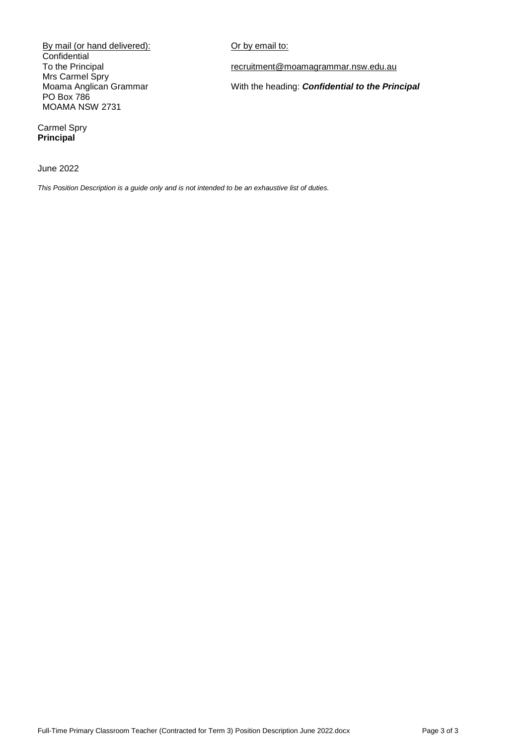By mail (or hand delivered):
Confidential
To the Principal
Mrs Carmel Spry
Moama Anglican Grammar
PO Box 786
MOAMA NSW 2731

Or by email to:

recruitment@moamagrammar.nsw.edu.au

With the heading: ***Confidential to the Principal***

Carmel Spry
**Principal**

June 2022

*This Position Description is a guide only and is not intended to be an exhaustive list of duties.*